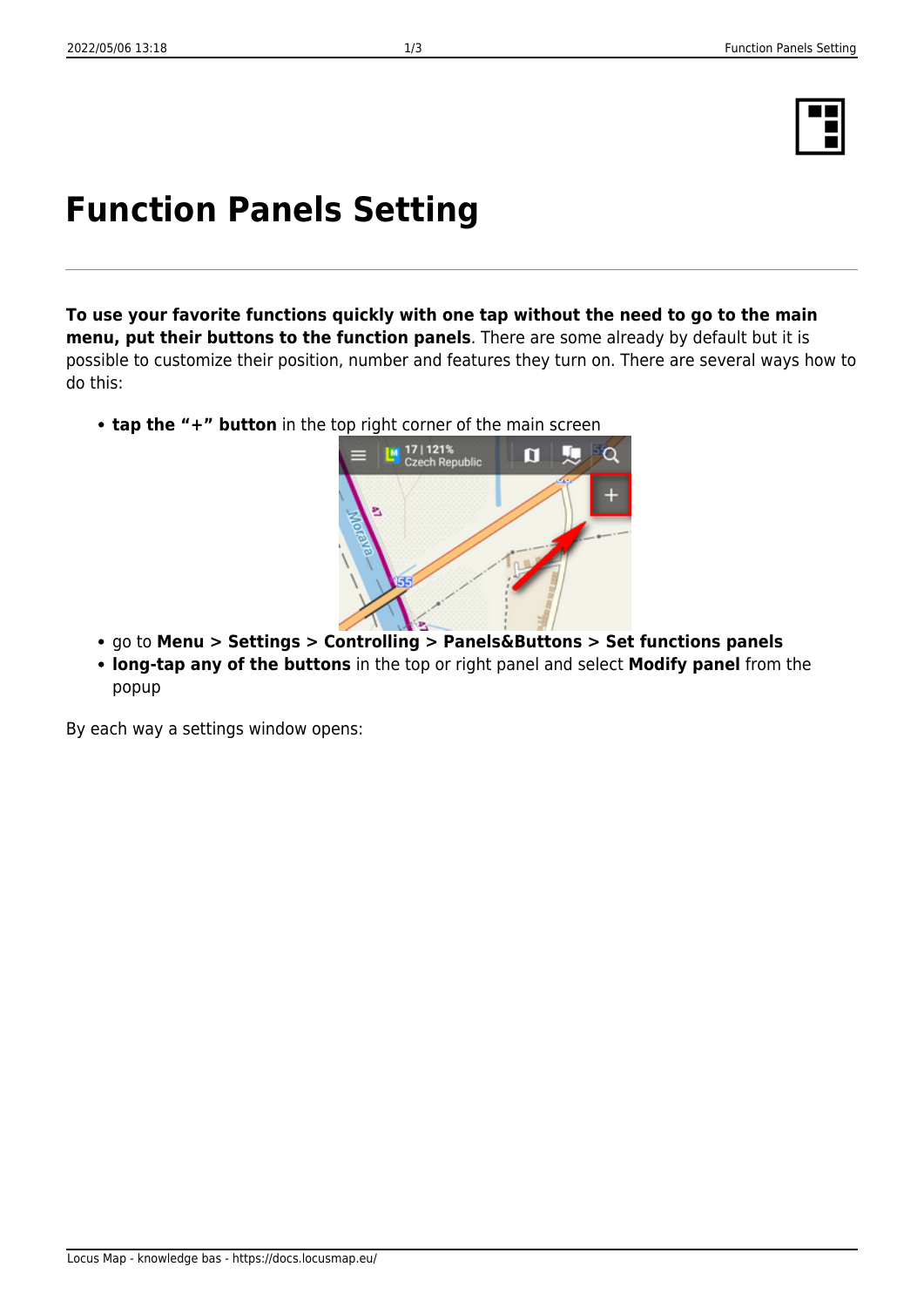# Function Panels Setting

**To use your favorite functions quickly with one tap without the need to go to the main menu, put their buttons to the function panels**. There are some already by default but it is possible to customize their position, number and features they turn on. There are several ways how to do this:

- **tap the "+" button** in the top right corner of the main screen
- go to **Menu > Settings > Controlling > Panels&Buttons > Set functions panels**
- **long-tap any of the buttons** in the top or right panel and select **Modify panel** from the popup

By each way a settings window opens: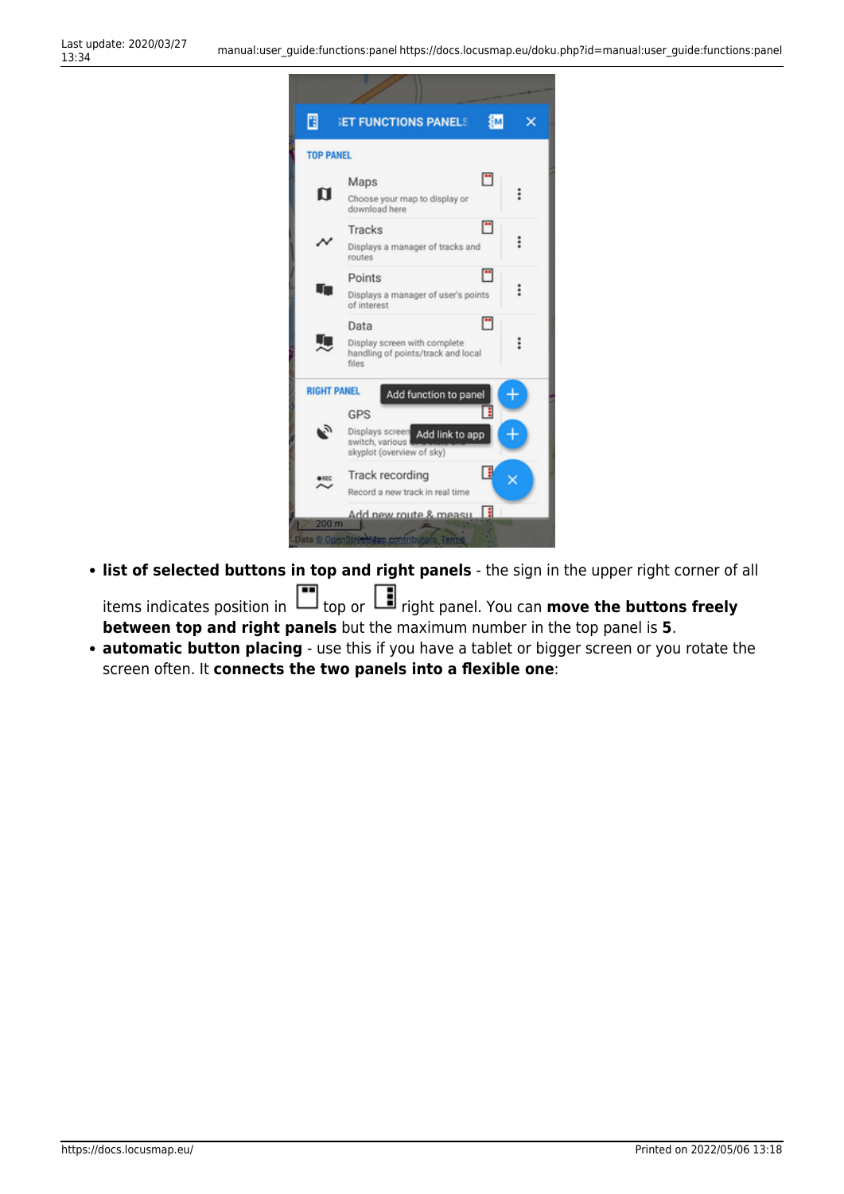- **list of selected buttons in top and right panels** - the sign in the upper right corner of all items indicates position in top or right panel. You can **move the buttons freely between top and right panels** but the maximum number in the top panel is **5**.
- **automatic button placing** - use this if you have a tablet or bigger screen or you rotate the screen often. It **connects the two panels into a flexible one**: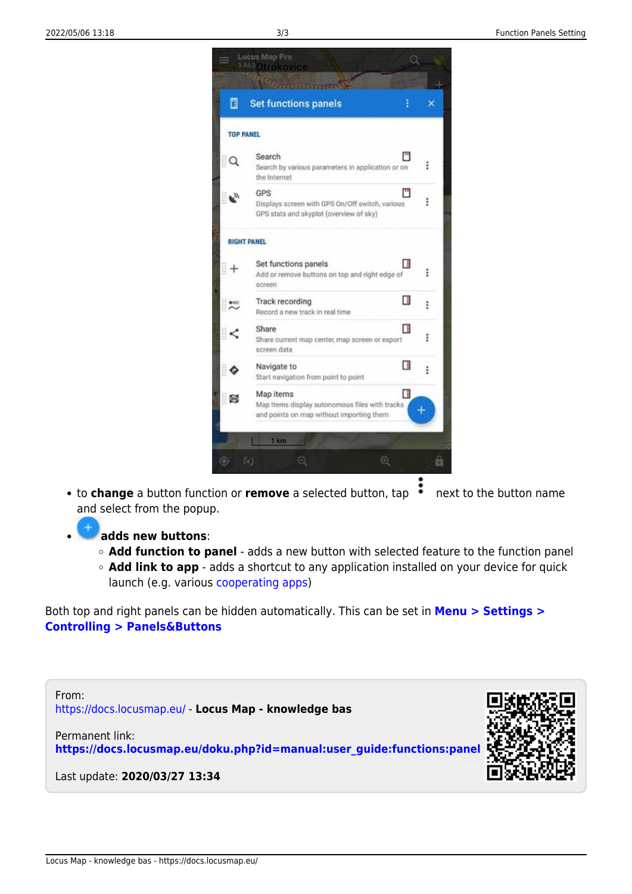- to **change** a button function or **remove** a selected button, tap ⋮ next to the button name and select from the popup.
- **+ adds new buttons**:
  - **Add function to panel** - adds a new button with selected feature to the function panel
  - **Add link to app** - adds a shortcut to any application installed on your device for quick launch (e.g. various cooperating apps)

Both top and right panels can be hidden automatically. This can be set in **Menu > Settings > Controlling > Panels&Buttons**

From:
https://docs.locusmap.eu/ - **Locus Map - knowledge bas**

Permanent link:
**https://docs.locusmap.eu/doku.php?id=manual:user_guide:functions:panel**

Last update: **2020/03/27 13:34**